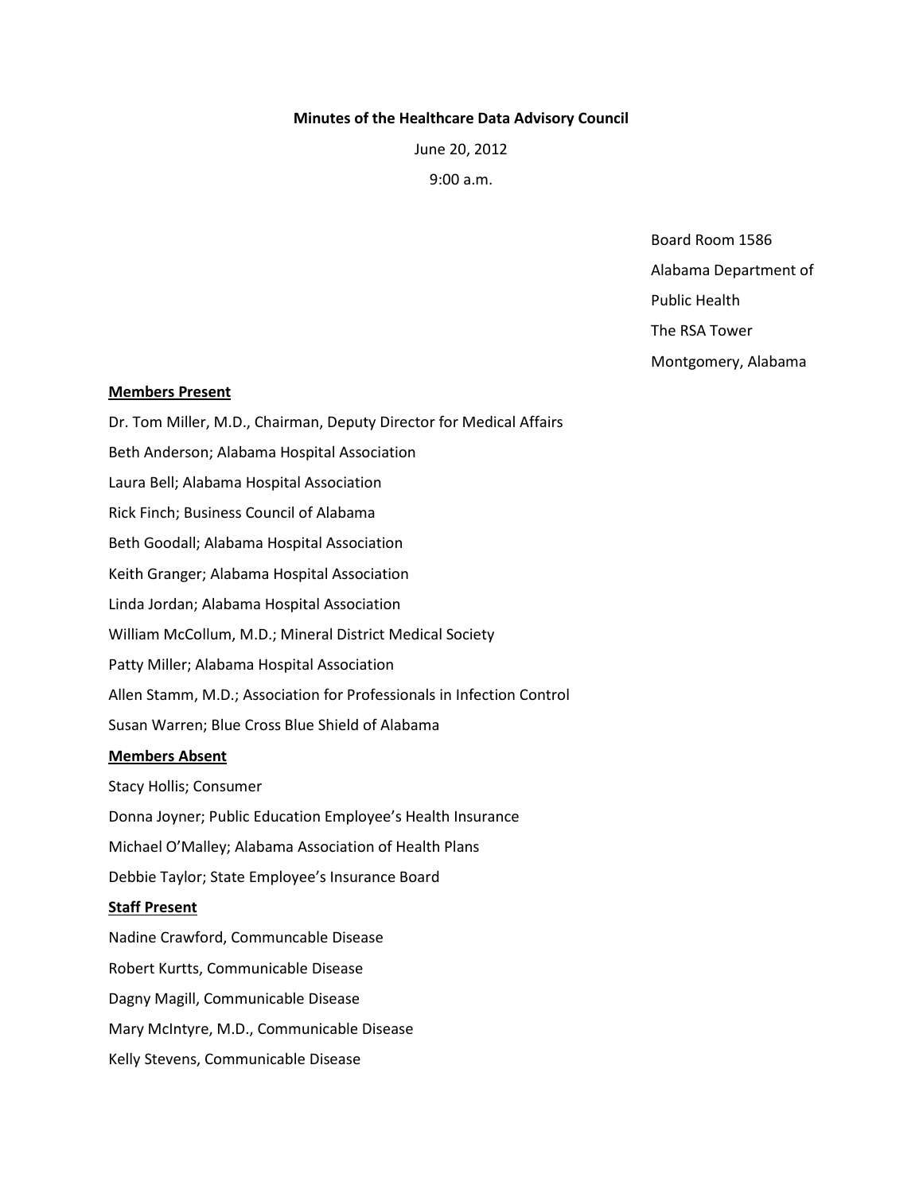**Minutes of the Healthcare Data Advisory Council**

June 20, 2012

9:00 a.m.

Board Room 1586
Alabama Department of
Public Health
The RSA Tower
Montgomery, Alabama

**Members Present**

Dr. Tom Miller, M.D., Chairman, Deputy Director for Medical Affairs

Beth Anderson; Alabama Hospital Association

Laura Bell; Alabama Hospital Association

Rick Finch; Business Council of Alabama

Beth Goodall; Alabama Hospital Association

Keith Granger; Alabama Hospital Association

Linda Jordan; Alabama Hospital Association

William McCollum, M.D.; Mineral District Medical Society

Patty Miller; Alabama Hospital Association

Allen Stamm, M.D.; Association for Professionals in Infection Control

Susan Warren; Blue Cross Blue Shield of Alabama

**Members Absent**

Stacy Hollis; Consumer

Donna Joyner; Public Education Employee's Health Insurance

Michael O'Malley; Alabama Association of Health Plans

Debbie Taylor; State Employee's Insurance Board

**Staff Present**

Nadine Crawford, Communcable Disease

Robert Kurtts, Communicable Disease

Dagny Magill, Communicable Disease

Mary McIntyre, M.D., Communicable Disease

Kelly Stevens, Communicable Disease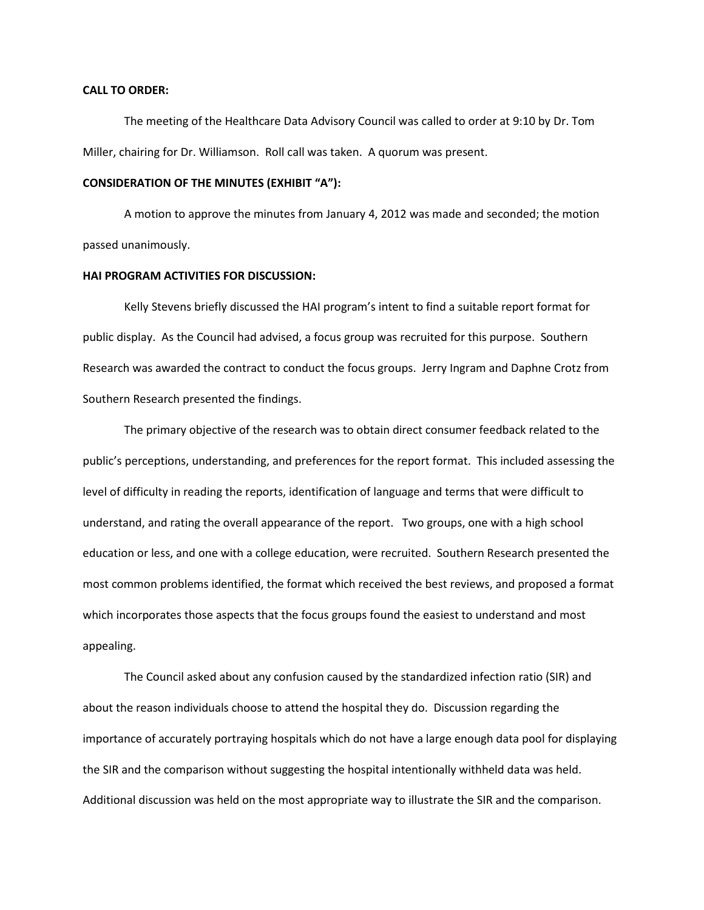**CALL TO ORDER:**

The meeting of the Healthcare Data Advisory Council was called to order at 9:10 by Dr. Tom Miller, chairing for Dr. Williamson. Roll call was taken. A quorum was present.

**CONSIDERATION OF THE MINUTES (EXHIBIT "A"):**

A motion to approve the minutes from January 4, 2012 was made and seconded; the motion passed unanimously.

**HAI PROGRAM ACTIVITIES FOR DISCUSSION:**

Kelly Stevens briefly discussed the HAI program's intent to find a suitable report format for public display. As the Council had advised, a focus group was recruited for this purpose. Southern Research was awarded the contract to conduct the focus groups. Jerry Ingram and Daphne Crotz from Southern Research presented the findings.

The primary objective of the research was to obtain direct consumer feedback related to the public's perceptions, understanding, and preferences for the report format. This included assessing the level of difficulty in reading the reports, identification of language and terms that were difficult to understand, and rating the overall appearance of the report. Two groups, one with a high school education or less, and one with a college education, were recruited. Southern Research presented the most common problems identified, the format which received the best reviews, and proposed a format which incorporates those aspects that the focus groups found the easiest to understand and most appealing.

The Council asked about any confusion caused by the standardized infection ratio (SIR) and about the reason individuals choose to attend the hospital they do. Discussion regarding the importance of accurately portraying hospitals which do not have a large enough data pool for displaying the SIR and the comparison without suggesting the hospital intentionally withheld data was held. Additional discussion was held on the most appropriate way to illustrate the SIR and the comparison.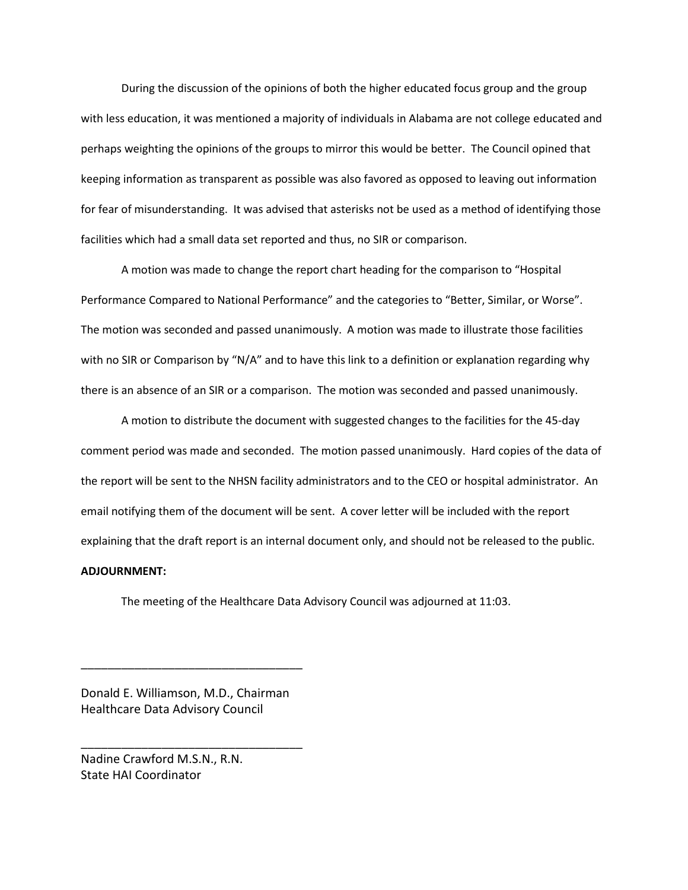During the discussion of the opinions of both the higher educated focus group and the group with less education, it was mentioned a majority of individuals in Alabama are not college educated and perhaps weighting the opinions of the groups to mirror this would be better. The Council opined that keeping information as transparent as possible was also favored as opposed to leaving out information for fear of misunderstanding. It was advised that asterisks not be used as a method of identifying those facilities which had a small data set reported and thus, no SIR or comparison.

A motion was made to change the report chart heading for the comparison to "Hospital Performance Compared to National Performance" and the categories to "Better, Similar, or Worse". The motion was seconded and passed unanimously. A motion was made to illustrate those facilities with no SIR or Comparison by "N/A" and to have this link to a definition or explanation regarding why there is an absence of an SIR or a comparison. The motion was seconded and passed unanimously.

A motion to distribute the document with suggested changes to the facilities for the 45-day comment period was made and seconded. The motion passed unanimously. Hard copies of the data of the report will be sent to the NHSN facility administrators and to the CEO or hospital administrator. An email notifying them of the document will be sent. A cover letter will be included with the report explaining that the draft report is an internal document only, and should not be released to the public.

**ADJOURNMENT:**

The meeting of the Healthcare Data Advisory Council was adjourned at 11:03.

\_\_\_\_\_\_\_\_\_\_\_\_\_\_\_\_\_\_\_\_\_\_\_\_\_\_\_\_\_\_\_\_\_\_

Donald E. Williamson, M.D., Chairman
Healthcare Data Advisory Council

\_\_\_\_\_\_\_\_\_\_\_\_\_\_\_\_\_\_\_\_\_\_\_\_\_\_\_\_\_\_\_\_\_\_

Nadine Crawford M.S.N., R.N.
State HAI Coordinator